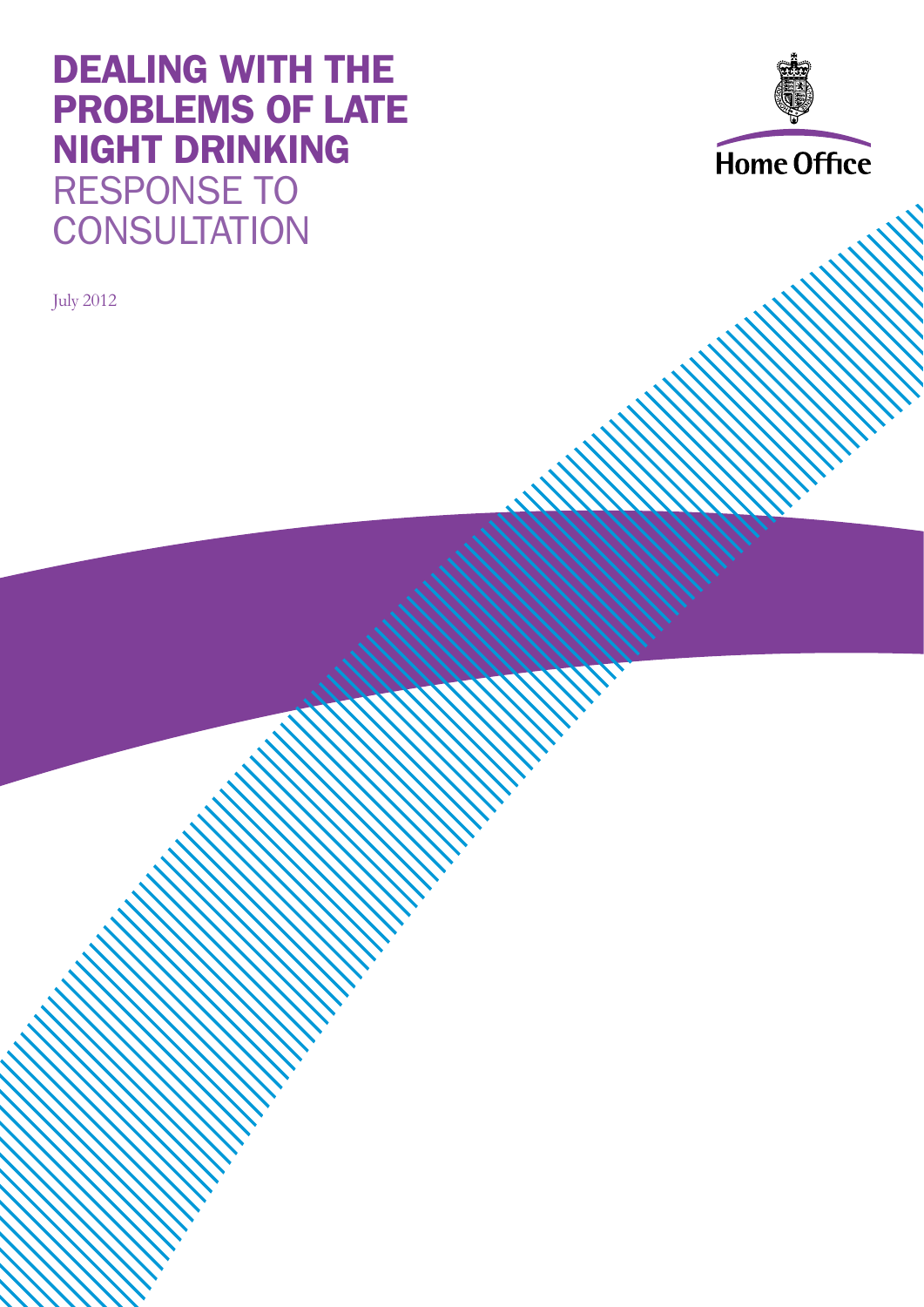# DEALING WITH THE PROBLEMS OF LATE NIGHT DRINKING

## RESPONSE TO CONSULTATION

Home Office

July 2012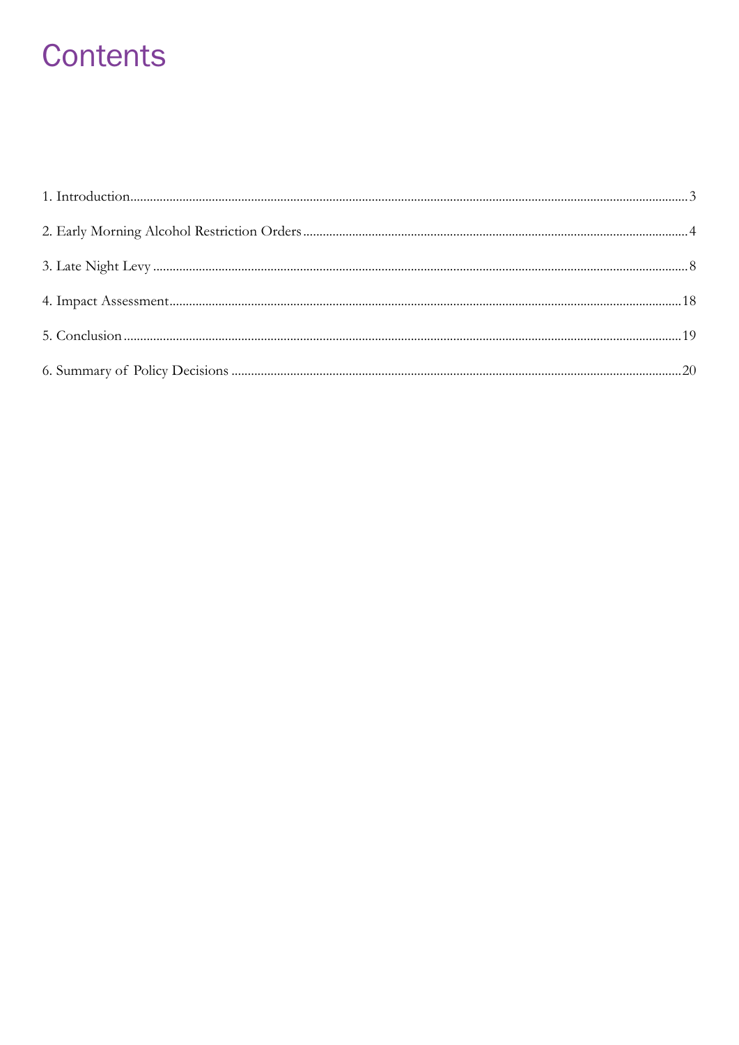# Contents

1. Introduction ........ 3
2. Early Morning Alcohol Restriction Orders ........ 4
3. Late Night Levy ........ 8
4. Impact Assessment ........ 18
5. Conclusion ........ 19
6. Summary of Policy Decisions ........ 20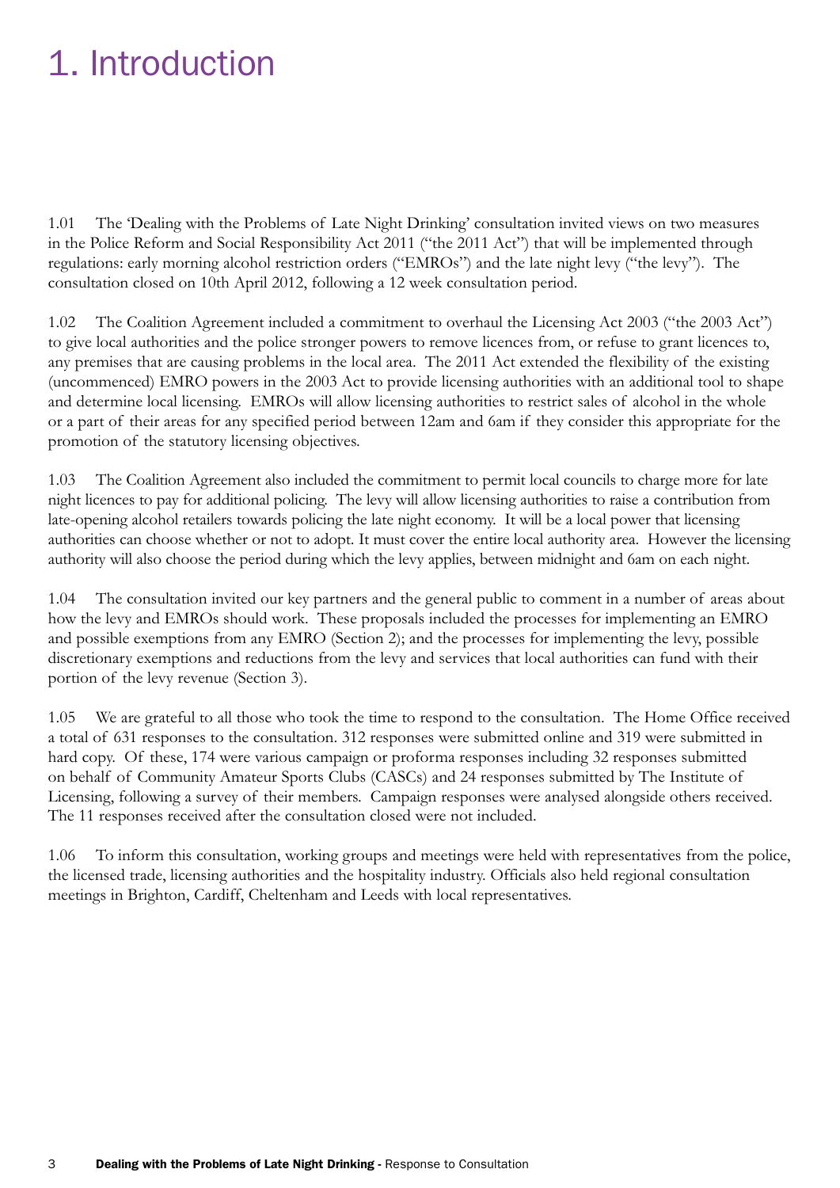# 1. Introduction

1.01 The 'Dealing with the Problems of Late Night Drinking' consultation invited views on two measures in the Police Reform and Social Responsibility Act 2011 ("the 2011 Act") that will be implemented through regulations: early morning alcohol restriction orders ("EMROs") and the late night levy ("the levy"). The consultation closed on 10th April 2012, following a 12 week consultation period.

1.02 The Coalition Agreement included a commitment to overhaul the Licensing Act 2003 ("the 2003 Act") to give local authorities and the police stronger powers to remove licences from, or refuse to grant licences to, any premises that are causing problems in the local area. The 2011 Act extended the flexibility of the existing (uncommenced) EMRO powers in the 2003 Act to provide licensing authorities with an additional tool to shape and determine local licensing. EMROs will allow licensing authorities to restrict sales of alcohol in the whole or a part of their areas for any specified period between 12am and 6am if they consider this appropriate for the promotion of the statutory licensing objectives.

1.03 The Coalition Agreement also included the commitment to permit local councils to charge more for late night licences to pay for additional policing. The levy will allow licensing authorities to raise a contribution from late-opening alcohol retailers towards policing the late night economy. It will be a local power that licensing authorities can choose whether or not to adopt. It must cover the entire local authority area. However the licensing authority will also choose the period during which the levy applies, between midnight and 6am on each night.

1.04 The consultation invited our key partners and the general public to comment in a number of areas about how the levy and EMROs should work. These proposals included the processes for implementing an EMRO and possible exemptions from any EMRO (Section 2); and the processes for implementing the levy, possible discretionary exemptions and reductions from the levy and services that local authorities can fund with their portion of the levy revenue (Section 3).

1.05 We are grateful to all those who took the time to respond to the consultation. The Home Office received a total of 631 responses to the consultation. 312 responses were submitted online and 319 were submitted in hard copy. Of these, 174 were various campaign or proforma responses including 32 responses submitted on behalf of Community Amateur Sports Clubs (CASCs) and 24 responses submitted by The Institute of Licensing, following a survey of their members. Campaign responses were analysed alongside others received. The 11 responses received after the consultation closed were not included.

1.06 To inform this consultation, working groups and meetings were held with representatives from the police, the licensed trade, licensing authorities and the hospitality industry. Officials also held regional consultation meetings in Brighton, Cardiff, Cheltenham and Leeds with local representatives.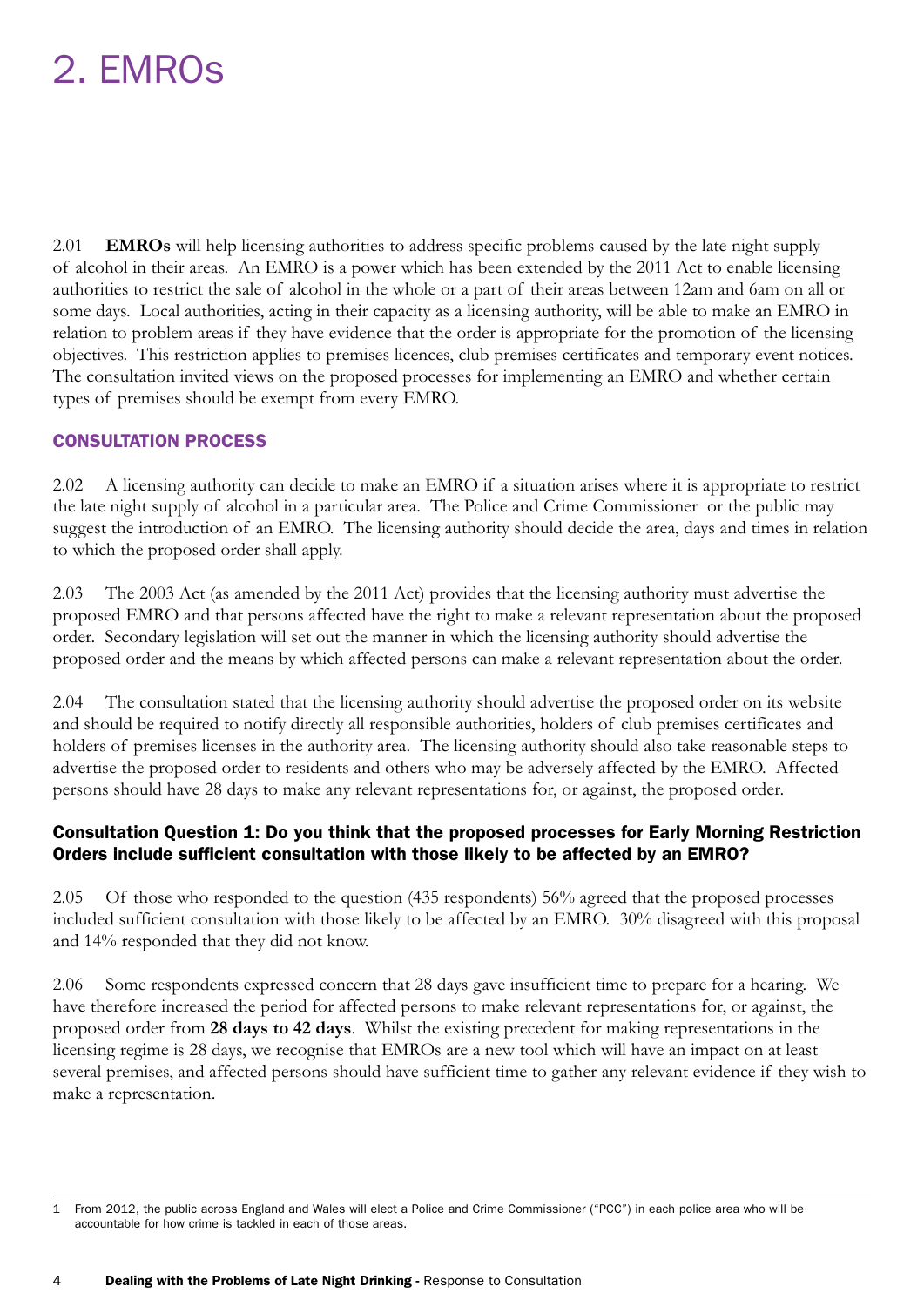# 2. EMROs

2.01 **EMROs** will help licensing authorities to address specific problems caused by the late night supply of alcohol in their areas. An EMRO is a power which has been extended by the 2011 Act to enable licensing authorities to restrict the sale of alcohol in the whole or a part of their areas between 12am and 6am on all or some days. Local authorities, acting in their capacity as a licensing authority, will be able to make an EMRO in relation to problem areas if they have evidence that the order is appropriate for the promotion of the licensing objectives. This restriction applies to premises licences, club premises certificates and temporary event notices. The consultation invited views on the proposed processes for implementing an EMRO and whether certain types of premises should be exempt from every EMRO.

## CONSULTATION PROCESS

2.02 A licensing authority can decide to make an EMRO if a situation arises where it is appropriate to restrict the late night supply of alcohol in a particular area. The Police and Crime Commissioner[1] or the public may suggest the introduction of an EMRO. The licensing authority should decide the area, days and times in relation to which the proposed order shall apply.

2.03 The 2003 Act (as amended by the 2011 Act) provides that the licensing authority must advertise the proposed EMRO and that persons affected have the right to make a relevant representation about the proposed order. Secondary legislation will set out the manner in which the licensing authority should advertise the proposed order and the means by which affected persons can make a relevant representation about the order.

2.04 The consultation stated that the licensing authority should advertise the proposed order on its website and should be required to notify directly all responsible authorities, holders of club premises certificates and holders of premises licenses in the authority area. The licensing authority should also take reasonable steps to advertise the proposed order to residents and others who may be adversely affected by the EMRO. Affected persons should have 28 days to make any relevant representations for, or against, the proposed order.

### Consultation Question 1: Do you think that the proposed processes for Early Morning Restriction Orders include sufficient consultation with those likely to be affected by an EMRO?

2.05 Of those who responded to the question (435 respondents) 56% agreed that the proposed processes included sufficient consultation with those likely to be affected by an EMRO. 30% disagreed with this proposal and 14% responded that they did not know.

2.06 Some respondents expressed concern that 28 days gave insufficient time to prepare for a hearing. We have therefore increased the period for affected persons to make relevant representations for, or against, the proposed order from **28 days to 42 days**. Whilst the existing precedent for making representations in the licensing regime is 28 days, we recognise that EMROs are a new tool which will have an impact on at least several premises, and affected persons should have sufficient time to gather any relevant evidence if they wish to make a representation.

---

1 From 2012, the public across England and Wales will elect a Police and Crime Commissioner ("PCC") in each police area who will be accountable for how crime is tackled in each of those areas.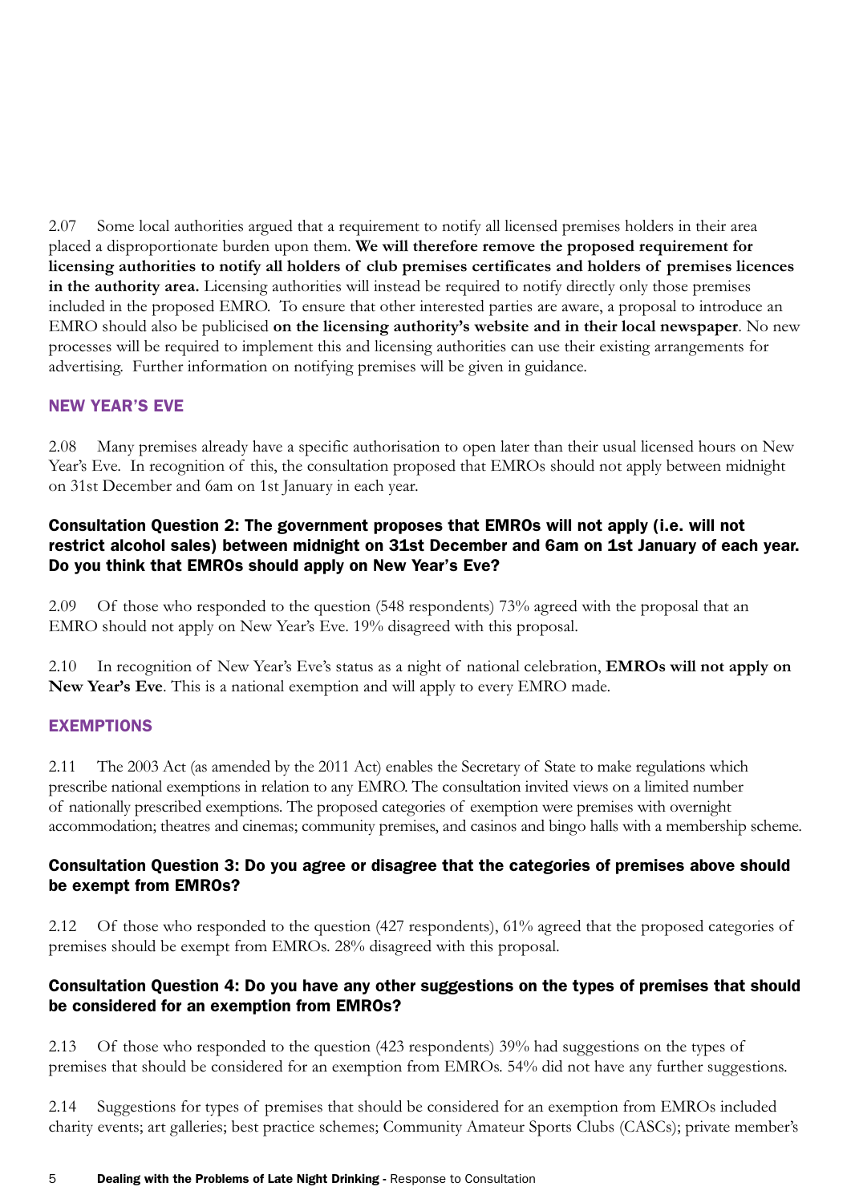2.07 Some local authorities argued that a requirement to notify all licensed premises holders in their area placed a disproportionate burden upon them. **We will therefore remove the proposed requirement for licensing authorities to notify all holders of club premises certificates and holders of premises licences in the authority area.** Licensing authorities will instead be required to notify directly only those premises included in the proposed EMRO. To ensure that other interested parties are aware, a proposal to introduce an EMRO should also be publicised **on the licensing authority's website and in their local newspaper**. No new processes will be required to implement this and licensing authorities can use their existing arrangements for advertising. Further information on notifying premises will be given in guidance.

## NEW YEAR'S EVE

2.08 Many premises already have a specific authorisation to open later than their usual licensed hours on New Year's Eve. In recognition of this, the consultation proposed that EMROs should not apply between midnight on 31st December and 6am on 1st January in each year.

### Consultation Question 2: The government proposes that EMROs will not apply (i.e. will not restrict alcohol sales) between midnight on 31st December and 6am on 1st January of each year. Do you think that EMROs should apply on New Year's Eve?

2.09 Of those who responded to the question (548 respondents) 73% agreed with the proposal that an EMRO should not apply on New Year's Eve. 19% disagreed with this proposal.

2.10 In recognition of New Year's Eve's status as a night of national celebration, **EMROs will not apply on New Year's Eve**. This is a national exemption and will apply to every EMRO made.

## EXEMPTIONS

2.11 The 2003 Act (as amended by the 2011 Act) enables the Secretary of State to make regulations which prescribe national exemptions in relation to any EMRO. The consultation invited views on a limited number of nationally prescribed exemptions. The proposed categories of exemption were premises with overnight accommodation; theatres and cinemas; community premises, and casinos and bingo halls with a membership scheme.

### Consultation Question 3: Do you agree or disagree that the categories of premises above should be exempt from EMROs?

2.12 Of those who responded to the question (427 respondents), 61% agreed that the proposed categories of premises should be exempt from EMROs. 28% disagreed with this proposal.

### Consultation Question 4: Do you have any other suggestions on the types of premises that should be considered for an exemption from EMROs?

2.13 Of those who responded to the question (423 respondents) 39% had suggestions on the types of premises that should be considered for an exemption from EMROs. 54% did not have any further suggestions.

2.14 Suggestions for types of premises that should be considered for an exemption from EMROs included charity events; art galleries; best practice schemes; Community Amateur Sports Clubs (CASCs); private member's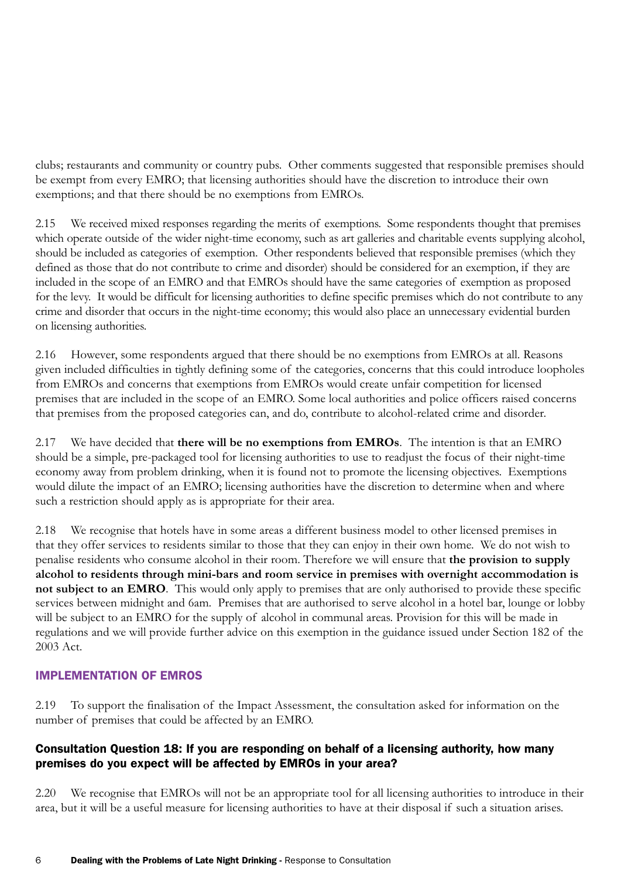clubs; restaurants and community or country pubs. Other comments suggested that responsible premises should be exempt from every EMRO; that licensing authorities should have the discretion to introduce their own exemptions; and that there should be no exemptions from EMROs.

2.15 We received mixed responses regarding the merits of exemptions. Some respondents thought that premises which operate outside of the wider night-time economy, such as art galleries and charitable events supplying alcohol, should be included as categories of exemption. Other respondents believed that responsible premises (which they defined as those that do not contribute to crime and disorder) should be considered for an exemption, if they are included in the scope of an EMRO and that EMROs should have the same categories of exemption as proposed for the levy. It would be difficult for licensing authorities to define specific premises which do not contribute to any crime and disorder that occurs in the night-time economy; this would also place an unnecessary evidential burden on licensing authorities.

2.16 However, some respondents argued that there should be no exemptions from EMROs at all. Reasons given included difficulties in tightly defining some of the categories, concerns that this could introduce loopholes from EMROs and concerns that exemptions from EMROs would create unfair competition for licensed premises that are included in the scope of an EMRO. Some local authorities and police officers raised concerns that premises from the proposed categories can, and do, contribute to alcohol-related crime and disorder.

2.17 We have decided that **there will be no exemptions from EMROs**. The intention is that an EMRO should be a simple, pre-packaged tool for licensing authorities to use to readjust the focus of their night-time economy away from problem drinking, when it is found not to promote the licensing objectives. Exemptions would dilute the impact of an EMRO; licensing authorities have the discretion to determine when and where such a restriction should apply as is appropriate for their area.

2.18 We recognise that hotels have in some areas a different business model to other licensed premises in that they offer services to residents similar to those that they can enjoy in their own home. We do not wish to penalise residents who consume alcohol in their room. Therefore we will ensure that **the provision to supply alcohol to residents through mini-bars and room service in premises with overnight accommodation is not subject to an EMRO**. This would only apply to premises that are only authorised to provide these specific services between midnight and 6am. Premises that are authorised to serve alcohol in a hotel bar, lounge or lobby will be subject to an EMRO for the supply of alcohol in communal areas. Provision for this will be made in regulations and we will provide further advice on this exemption in the guidance issued under Section 182 of the 2003 Act.

## IMPLEMENTATION OF EMROS

2.19 To support the finalisation of the Impact Assessment, the consultation asked for information on the number of premises that could be affected by an EMRO.

### Consultation Question 18: If you are responding on behalf of a licensing authority, how many premises do you expect will be affected by EMROs in your area?

2.20 We recognise that EMROs will not be an appropriate tool for all licensing authorities to introduce in their area, but it will be a useful measure for licensing authorities to have at their disposal if such a situation arises.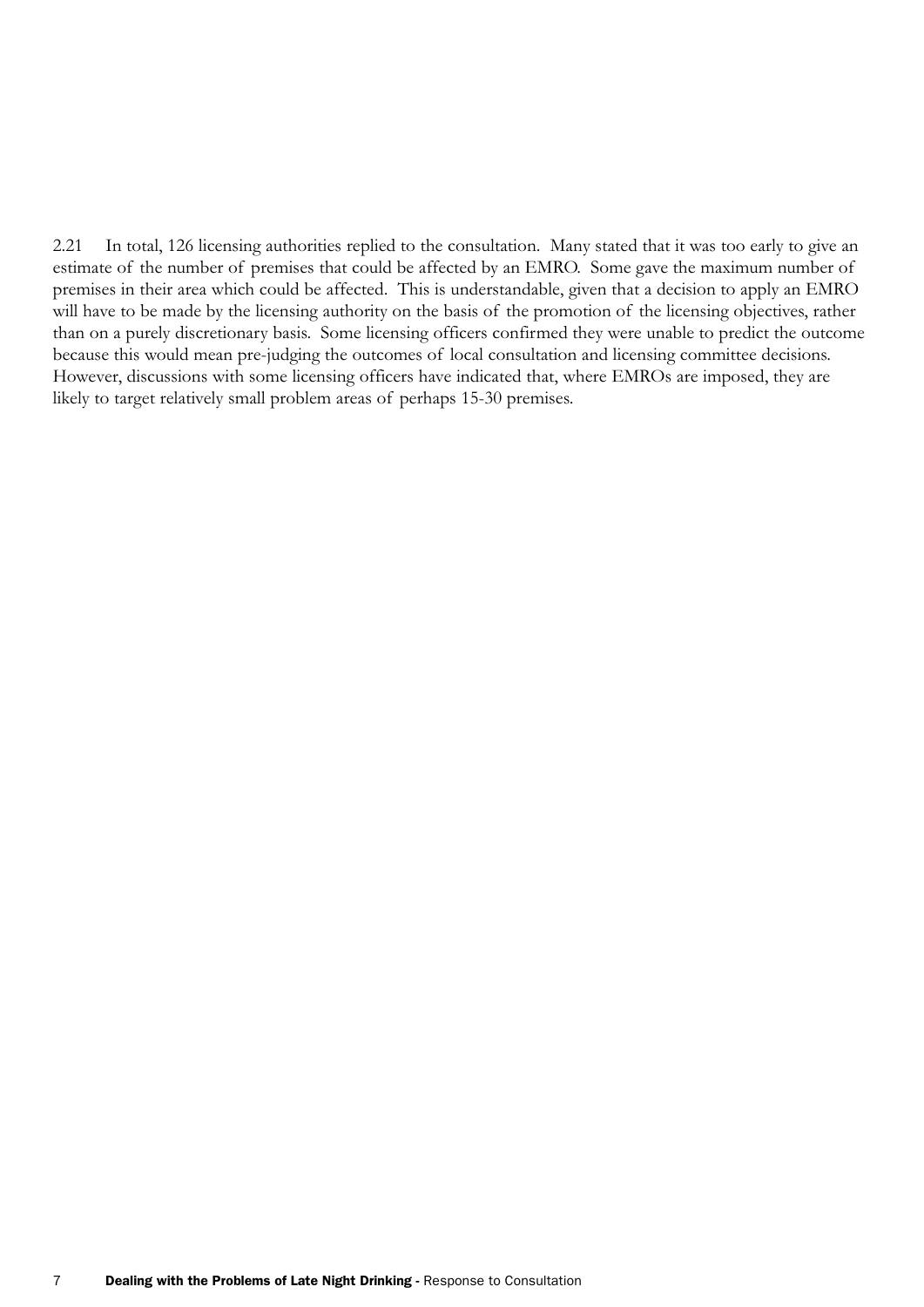2.21 In total, 126 licensing authorities replied to the consultation. Many stated that it was too early to give an estimate of the number of premises that could be affected by an EMRO. Some gave the maximum number of premises in their area which could be affected. This is understandable, given that a decision to apply an EMRO will have to be made by the licensing authority on the basis of the promotion of the licensing objectives, rather than on a purely discretionary basis. Some licensing officers confirmed they were unable to predict the outcome because this would mean pre-judging the outcomes of local consultation and licensing committee decisions. However, discussions with some licensing officers have indicated that, where EMROs are imposed, they are likely to target relatively small problem areas of perhaps 15-30 premises.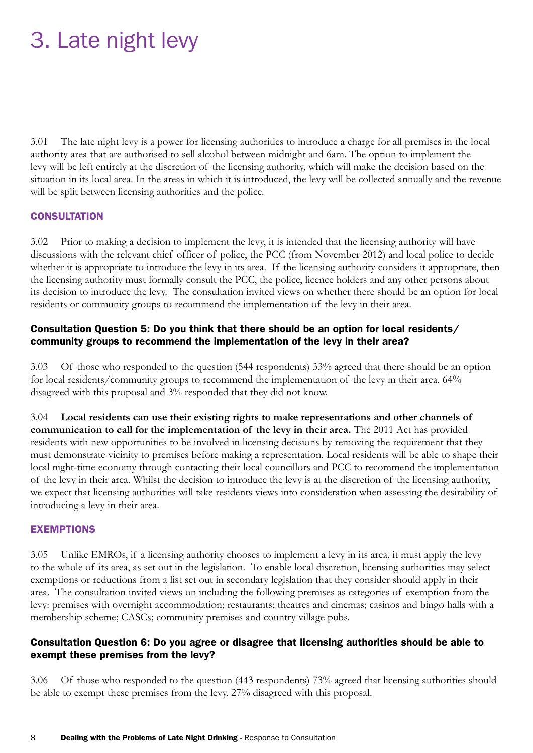# 3. Late night levy

3.01 The late night levy is a power for licensing authorities to introduce a charge for all premises in the local authority area that are authorised to sell alcohol between midnight and 6am. The option to implement the levy will be left entirely at the discretion of the licensing authority, which will make the decision based on the situation in its local area. In the areas in which it is introduced, the levy will be collected annually and the revenue will be split between licensing authorities and the police.

## CONSULTATION

3.02 Prior to making a decision to implement the levy, it is intended that the licensing authority will have discussions with the relevant chief officer of police, the PCC (from November 2012) and local police to decide whether it is appropriate to introduce the levy in its area. If the licensing authority considers it appropriate, then the licensing authority must formally consult the PCC, the police, licence holders and any other persons about its decision to introduce the levy. The consultation invited views on whether there should be an option for local residents or community groups to recommend the implementation of the levy in their area.

### Consultation Question 5: Do you think that there should be an option for local residents/community groups to recommend the implementation of the levy in their area?

3.03 Of those who responded to the question (544 respondents) 33% agreed that there should be an option for local residents/community groups to recommend the implementation of the levy in their area. 64% disagreed with this proposal and 3% responded that they did not know.

3.04 **Local residents can use their existing rights to make representations and other channels of communication to call for the implementation of the levy in their area.** The 2011 Act has provided residents with new opportunities to be involved in licensing decisions by removing the requirement that they must demonstrate vicinity to premises before making a representation. Local residents will be able to shape their local night-time economy through contacting their local councillors and PCC to recommend the implementation of the levy in their area. Whilst the decision to introduce the levy is at the discretion of the licensing authority, we expect that licensing authorities will take residents views into consideration when assessing the desirability of introducing a levy in their area.

## EXEMPTIONS

3.05 Unlike EMROs, if a licensing authority chooses to implement a levy in its area, it must apply the levy to the whole of its area, as set out in the legislation. To enable local discretion, licensing authorities may select exemptions or reductions from a list set out in secondary legislation that they consider should apply in their area. The consultation invited views on including the following premises as categories of exemption from the levy: premises with overnight accommodation; restaurants; theatres and cinemas; casinos and bingo halls with a membership scheme; CASCs; community premises and country village pubs.

### Consultation Question 6: Do you agree or disagree that licensing authorities should be able to exempt these premises from the levy?

3.06 Of those who responded to the question (443 respondents) 73% agreed that licensing authorities should be able to exempt these premises from the levy. 27% disagreed with this proposal.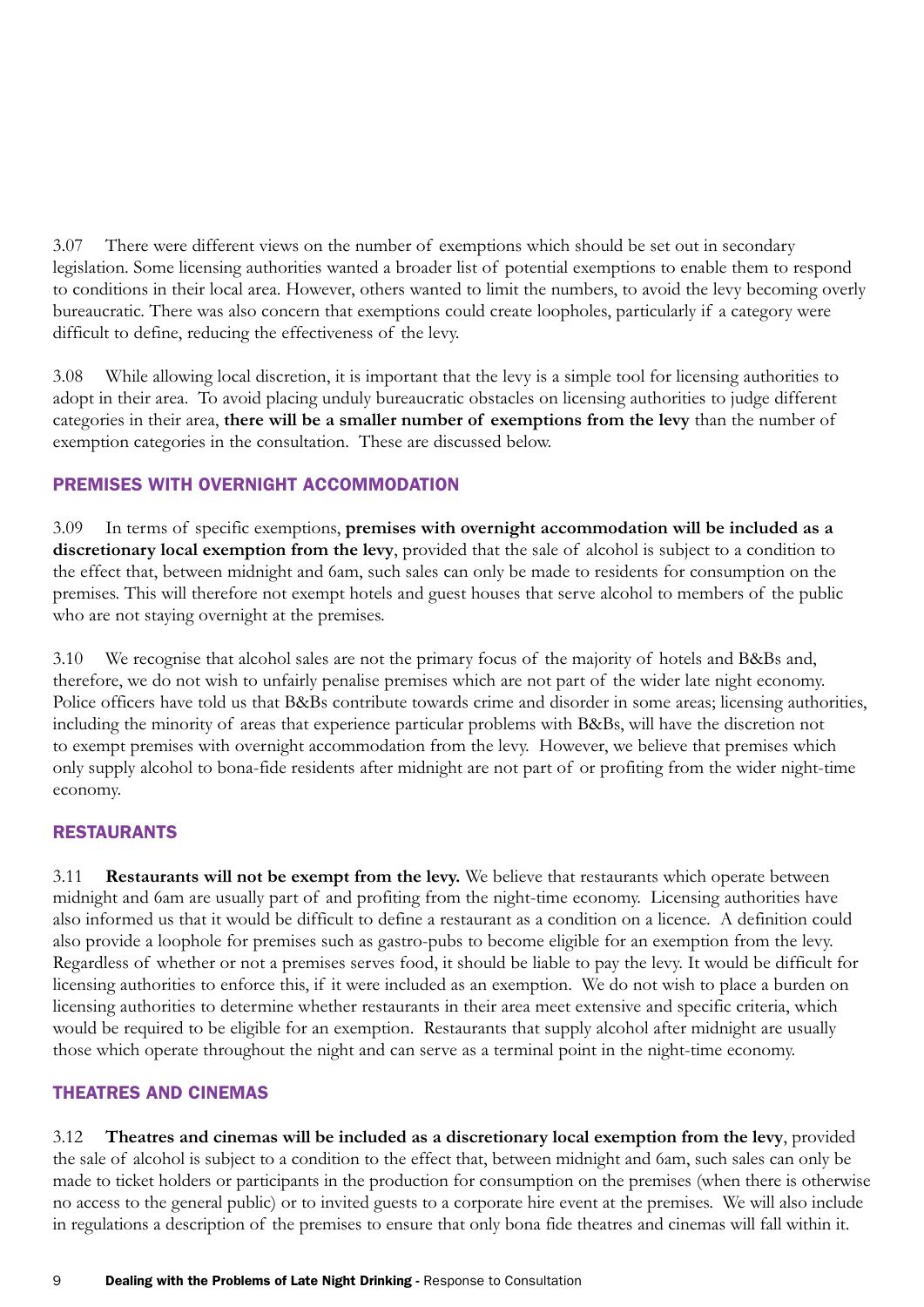3.07 There were different views on the number of exemptions which should be set out in secondary legislation. Some licensing authorities wanted a broader list of potential exemptions to enable them to respond to conditions in their local area. However, others wanted to limit the numbers, to avoid the levy becoming overly bureaucratic. There was also concern that exemptions could create loopholes, particularly if a category were difficult to define, reducing the effectiveness of the levy.

3.08 While allowing local discretion, it is important that the levy is a simple tool for licensing authorities to adopt in their area. To avoid placing unduly bureaucratic obstacles on licensing authorities to judge different categories in their area, **there will be a smaller number of exemptions from the levy** than the number of exemption categories in the consultation. These are discussed below.

## PREMISES WITH OVERNIGHT ACCOMMODATION

3.09 In terms of specific exemptions, **premises with overnight accommodation will be included as a discretionary local exemption from the levy**, provided that the sale of alcohol is subject to a condition to the effect that, between midnight and 6am, such sales can only be made to residents for consumption on the premises. This will therefore not exempt hotels and guest houses that serve alcohol to members of the public who are not staying overnight at the premises.

3.10 We recognise that alcohol sales are not the primary focus of the majority of hotels and B&Bs and, therefore, we do not wish to unfairly penalise premises which are not part of the wider late night economy. Police officers have told us that B&Bs contribute towards crime and disorder in some areas; licensing authorities, including the minority of areas that experience particular problems with B&Bs, will have the discretion not to exempt premises with overnight accommodation from the levy. However, we believe that premises which only supply alcohol to bona-fide residents after midnight are not part of or profiting from the wider night-time economy.

## RESTAURANTS

3.11 **Restaurants will not be exempt from the levy.** We believe that restaurants which operate between midnight and 6am are usually part of and profiting from the night-time economy. Licensing authorities have also informed us that it would be difficult to define a restaurant as a condition on a licence. A definition could also provide a loophole for premises such as gastro-pubs to become eligible for an exemption from the levy. Regardless of whether or not a premises serves food, it should be liable to pay the levy. It would be difficult for licensing authorities to enforce this, if it were included as an exemption. We do not wish to place a burden on licensing authorities to determine whether restaurants in their area meet extensive and specific criteria, which would be required to be eligible for an exemption. Restaurants that supply alcohol after midnight are usually those which operate throughout the night and can serve as a terminal point in the night-time economy.

## THEATRES AND CINEMAS

3.12 **Theatres and cinemas will be included as a discretionary local exemption from the levy**, provided the sale of alcohol is subject to a condition to the effect that, between midnight and 6am, such sales can only be made to ticket holders or participants in the production for consumption on the premises (when there is otherwise no access to the general public) or to invited guests to a corporate hire event at the premises. We will also include in regulations a description of the premises to ensure that only bona fide theatres and cinemas will fall within it.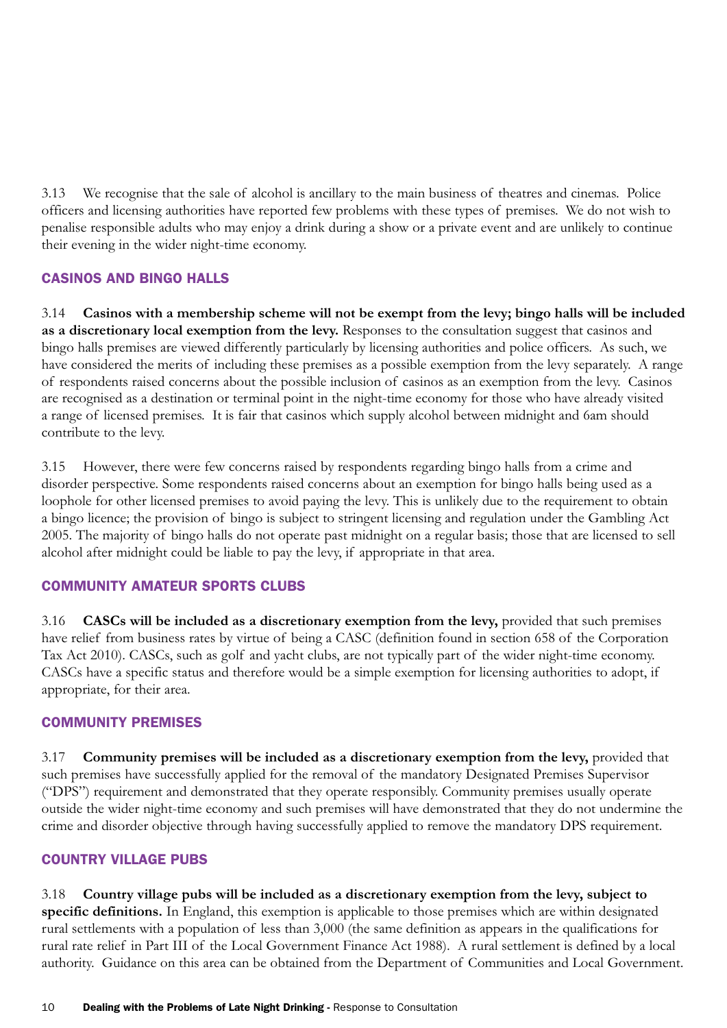3.13 We recognise that the sale of alcohol is ancillary to the main business of theatres and cinemas. Police officers and licensing authorities have reported few problems with these types of premises. We do not wish to penalise responsible adults who may enjoy a drink during a show or a private event and are unlikely to continue their evening in the wider night-time economy.

### CASINOS AND BINGO HALLS

3.14 **Casinos with a membership scheme will not be exempt from the levy; bingo halls will be included as a discretionary local exemption from the levy.** Responses to the consultation suggest that casinos and bingo halls premises are viewed differently particularly by licensing authorities and police officers. As such, we have considered the merits of including these premises as a possible exemption from the levy separately. A range of respondents raised concerns about the possible inclusion of casinos as an exemption from the levy. Casinos are recognised as a destination or terminal point in the night-time economy for those who have already visited a range of licensed premises. It is fair that casinos which supply alcohol between midnight and 6am should contribute to the levy.

3.15 However, there were few concerns raised by respondents regarding bingo halls from a crime and disorder perspective. Some respondents raised concerns about an exemption for bingo halls being used as a loophole for other licensed premises to avoid paying the levy. This is unlikely due to the requirement to obtain a bingo licence; the provision of bingo is subject to stringent licensing and regulation under the Gambling Act 2005. The majority of bingo halls do not operate past midnight on a regular basis; those that are licensed to sell alcohol after midnight could be liable to pay the levy, if appropriate in that area.

### COMMUNITY AMATEUR SPORTS CLUBS

3.16 **CASCs will be included as a discretionary exemption from the levy,** provided that such premises have relief from business rates by virtue of being a CASC (definition found in section 658 of the Corporation Tax Act 2010). CASCs, such as golf and yacht clubs, are not typically part of the wider night-time economy. CASCs have a specific status and therefore would be a simple exemption for licensing authorities to adopt, if appropriate, for their area.

### COMMUNITY PREMISES

3.17 **Community premises will be included as a discretionary exemption from the levy,** provided that such premises have successfully applied for the removal of the mandatory Designated Premises Supervisor ("DPS") requirement and demonstrated that they operate responsibly. Community premises usually operate outside the wider night-time economy and such premises will have demonstrated that they do not undermine the crime and disorder objective through having successfully applied to remove the mandatory DPS requirement.

### COUNTRY VILLAGE PUBS

3.18 **Country village pubs will be included as a discretionary exemption from the levy, subject to specific definitions.** In England, this exemption is applicable to those premises which are within designated rural settlements with a population of less than 3,000 (the same definition as appears in the qualifications for rural rate relief in Part III of the Local Government Finance Act 1988). A rural settlement is defined by a local authority. Guidance on this area can be obtained from the Department of Communities and Local Government.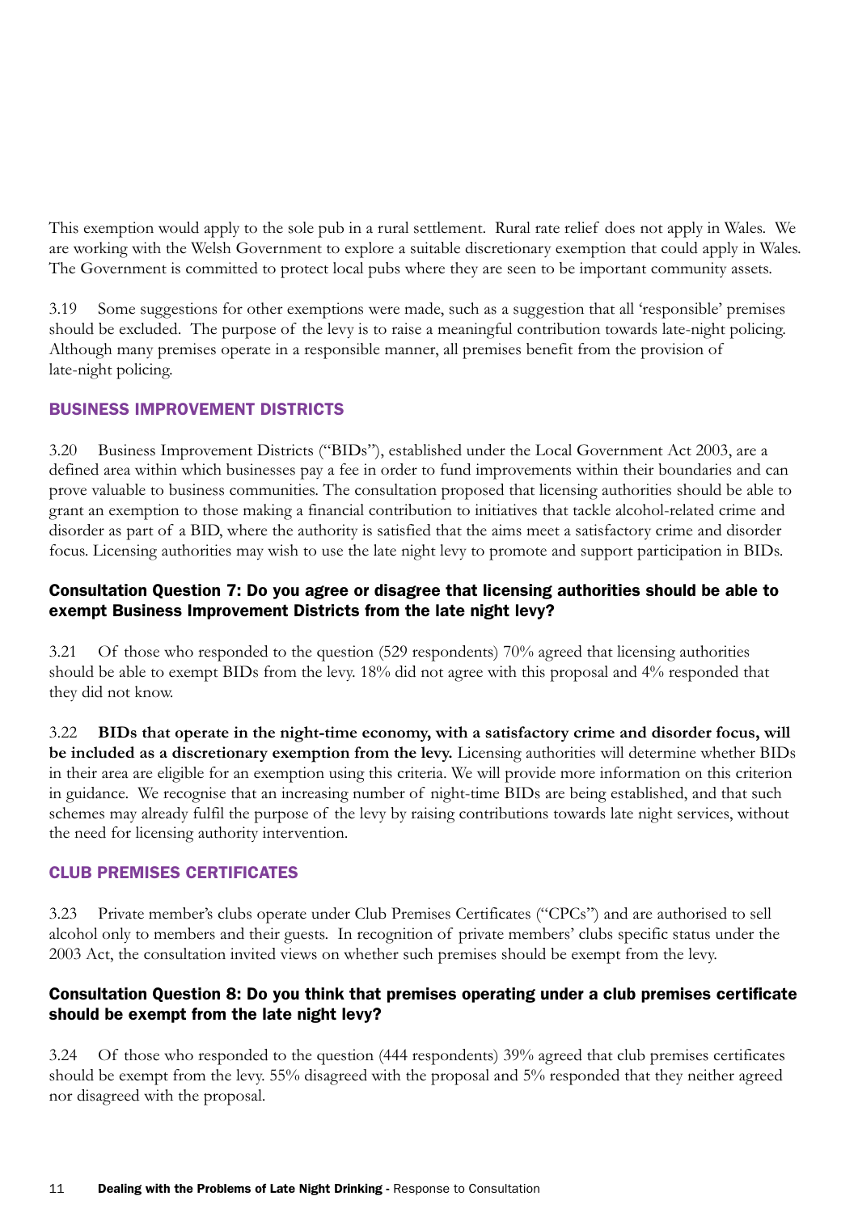This exemption would apply to the sole pub in a rural settlement. Rural rate relief does not apply in Wales. We are working with the Welsh Government to explore a suitable discretionary exemption that could apply in Wales. The Government is committed to protect local pubs where they are seen to be important community assets.

3.19 Some suggestions for other exemptions were made, such as a suggestion that all 'responsible' premises should be excluded. The purpose of the levy is to raise a meaningful contribution towards late-night policing. Although many premises operate in a responsible manner, all premises benefit from the provision of late-night policing.

## BUSINESS IMPROVEMENT DISTRICTS

3.20 Business Improvement Districts ("BIDs"), established under the Local Government Act 2003, are a defined area within which businesses pay a fee in order to fund improvements within their boundaries and can prove valuable to business communities. The consultation proposed that licensing authorities should be able to grant an exemption to those making a financial contribution to initiatives that tackle alcohol-related crime and disorder as part of a BID, where the authority is satisfied that the aims meet a satisfactory crime and disorder focus. Licensing authorities may wish to use the late night levy to promote and support participation in BIDs.

### Consultation Question 7: Do you agree or disagree that licensing authorities should be able to exempt Business Improvement Districts from the late night levy?

3.21 Of those who responded to the question (529 respondents) 70% agreed that licensing authorities should be able to exempt BIDs from the levy. 18% did not agree with this proposal and 4% responded that they did not know.

3.22 **BIDs that operate in the night-time economy, with a satisfactory crime and disorder focus, will be included as a discretionary exemption from the levy.** Licensing authorities will determine whether BIDs in their area are eligible for an exemption using this criteria. We will provide more information on this criterion in guidance. We recognise that an increasing number of night-time BIDs are being established, and that such schemes may already fulfil the purpose of the levy by raising contributions towards late night services, without the need for licensing authority intervention.

## CLUB PREMISES CERTIFICATES

3.23 Private member's clubs operate under Club Premises Certificates ("CPCs") and are authorised to sell alcohol only to members and their guests. In recognition of private members' clubs specific status under the 2003 Act, the consultation invited views on whether such premises should be exempt from the levy.

### Consultation Question 8: Do you think that premises operating under a club premises certificate should be exempt from the late night levy?

3.24 Of those who responded to the question (444 respondents) 39% agreed that club premises certificates should be exempt from the levy. 55% disagreed with the proposal and 5% responded that they neither agreed nor disagreed with the proposal.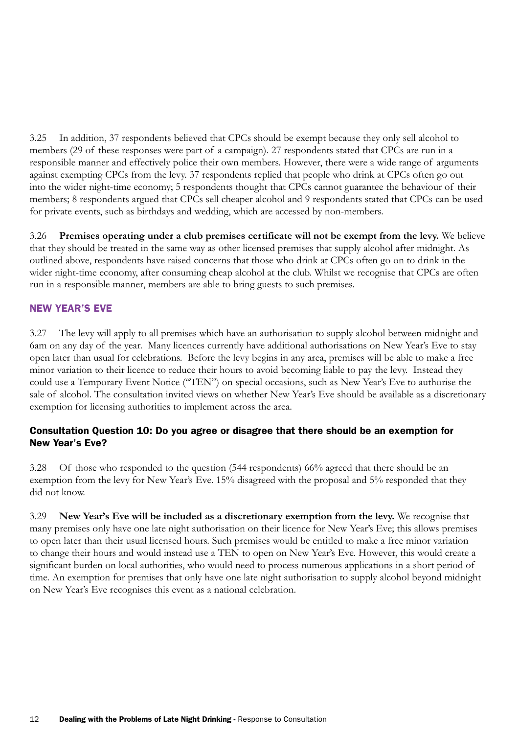3.25 In addition, 37 respondents believed that CPCs should be exempt because they only sell alcohol to members (29 of these responses were part of a campaign). 27 respondents stated that CPCs are run in a responsible manner and effectively police their own members. However, there were a wide range of arguments against exempting CPCs from the levy. 37 respondents replied that people who drink at CPCs often go out into the wider night-time economy; 5 respondents thought that CPCs cannot guarantee the behaviour of their members; 8 respondents argued that CPCs sell cheaper alcohol and 9 respondents stated that CPCs can be used for private events, such as birthdays and wedding, which are accessed by non-members.

3.26 **Premises operating under a club premises certificate will not be exempt from the levy.** We believe that they should be treated in the same way as other licensed premises that supply alcohol after midnight. As outlined above, respondents have raised concerns that those who drink at CPCs often go on to drink in the wider night-time economy, after consuming cheap alcohol at the club. Whilst we recognise that CPCs are often run in a responsible manner, members are able to bring guests to such premises.

## NEW YEAR'S EVE

3.27 The levy will apply to all premises which have an authorisation to supply alcohol between midnight and 6am on any day of the year. Many licences currently have additional authorisations on New Year's Eve to stay open later than usual for celebrations. Before the levy begins in any area, premises will be able to make a free minor variation to their licence to reduce their hours to avoid becoming liable to pay the levy. Instead they could use a Temporary Event Notice ("TEN") on special occasions, such as New Year's Eve to authorise the sale of alcohol. The consultation invited views on whether New Year's Eve should be available as a discretionary exemption for licensing authorities to implement across the area.

### Consultation Question 10: Do you agree or disagree that there should be an exemption for New Year's Eve?

3.28 Of those who responded to the question (544 respondents) 66% agreed that there should be an exemption from the levy for New Year's Eve. 15% disagreed with the proposal and 5% responded that they did not know.

3.29 **New Year's Eve will be included as a discretionary exemption from the levy.** We recognise that many premises only have one late night authorisation on their licence for New Year's Eve; this allows premises to open later than their usual licensed hours. Such premises would be entitled to make a free minor variation to change their hours and would instead use a TEN to open on New Year's Eve. However, this would create a significant burden on local authorities, who would need to process numerous applications in a short period of time. An exemption for premises that only have one late night authorisation to supply alcohol beyond midnight on New Year's Eve recognises this event as a national celebration.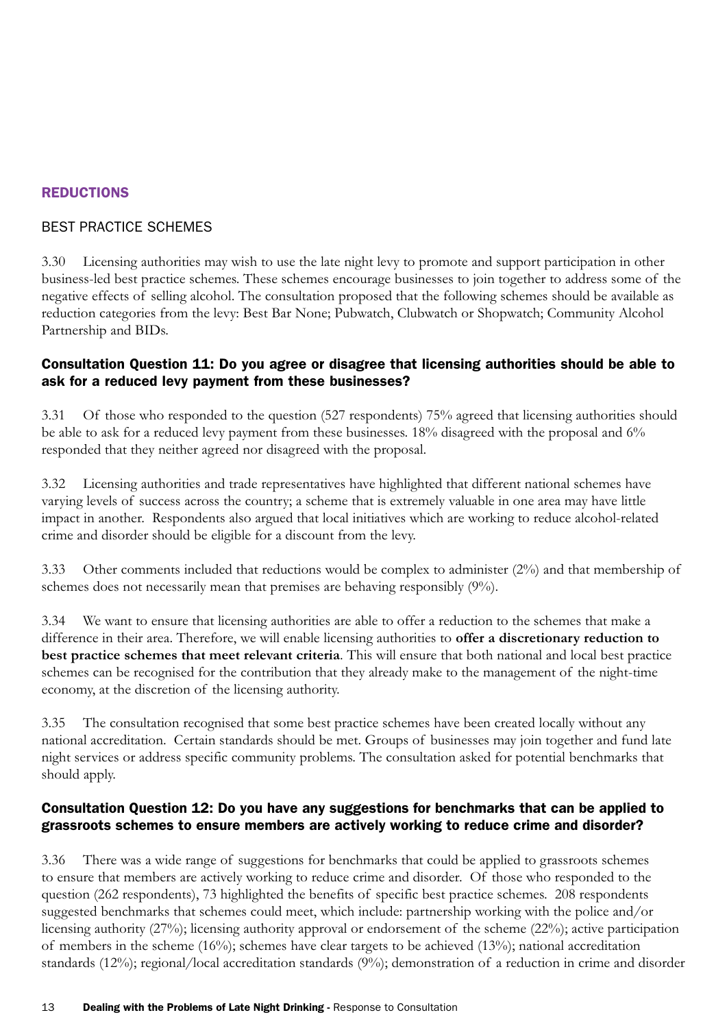## REDUCTIONS

### BEST PRACTICE SCHEMES

3.30 Licensing authorities may wish to use the late night levy to promote and support participation in other business-led best practice schemes. These schemes encourage businesses to join together to address some of the negative effects of selling alcohol. The consultation proposed that the following schemes should be available as reduction categories from the levy: Best Bar None; Pubwatch, Clubwatch or Shopwatch; Community Alcohol Partnership and BIDs.

#### Consultation Question 11: Do you agree or disagree that licensing authorities should be able to ask for a reduced levy payment from these businesses?

3.31 Of those who responded to the question (527 respondents) 75% agreed that licensing authorities should be able to ask for a reduced levy payment from these businesses. 18% disagreed with the proposal and 6% responded that they neither agreed nor disagreed with the proposal.

3.32 Licensing authorities and trade representatives have highlighted that different national schemes have varying levels of success across the country; a scheme that is extremely valuable in one area may have little impact in another. Respondents also argued that local initiatives which are working to reduce alcohol-related crime and disorder should be eligible for a discount from the levy.

3.33 Other comments included that reductions would be complex to administer (2%) and that membership of schemes does not necessarily mean that premises are behaving responsibly (9%).

3.34 We want to ensure that licensing authorities are able to offer a reduction to the schemes that make a difference in their area. Therefore, we will enable licensing authorities to **offer a discretionary reduction to best practice schemes that meet relevant criteria**. This will ensure that both national and local best practice schemes can be recognised for the contribution that they already make to the management of the night-time economy, at the discretion of the licensing authority.

3.35 The consultation recognised that some best practice schemes have been created locally without any national accreditation. Certain standards should be met. Groups of businesses may join together and fund late night services or address specific community problems. The consultation asked for potential benchmarks that should apply.

#### Consultation Question 12: Do you have any suggestions for benchmarks that can be applied to grassroots schemes to ensure members are actively working to reduce crime and disorder?

3.36 There was a wide range of suggestions for benchmarks that could be applied to grassroots schemes to ensure that members are actively working to reduce crime and disorder. Of those who responded to the question (262 respondents), 73 highlighted the benefits of specific best practice schemes. 208 respondents suggested benchmarks that schemes could meet, which include: partnership working with the police and/or licensing authority (27%); licensing authority approval or endorsement of the scheme (22%); active participation of members in the scheme (16%); schemes have clear targets to be achieved (13%); national accreditation standards (12%); regional/local accreditation standards (9%); demonstration of a reduction in crime and disorder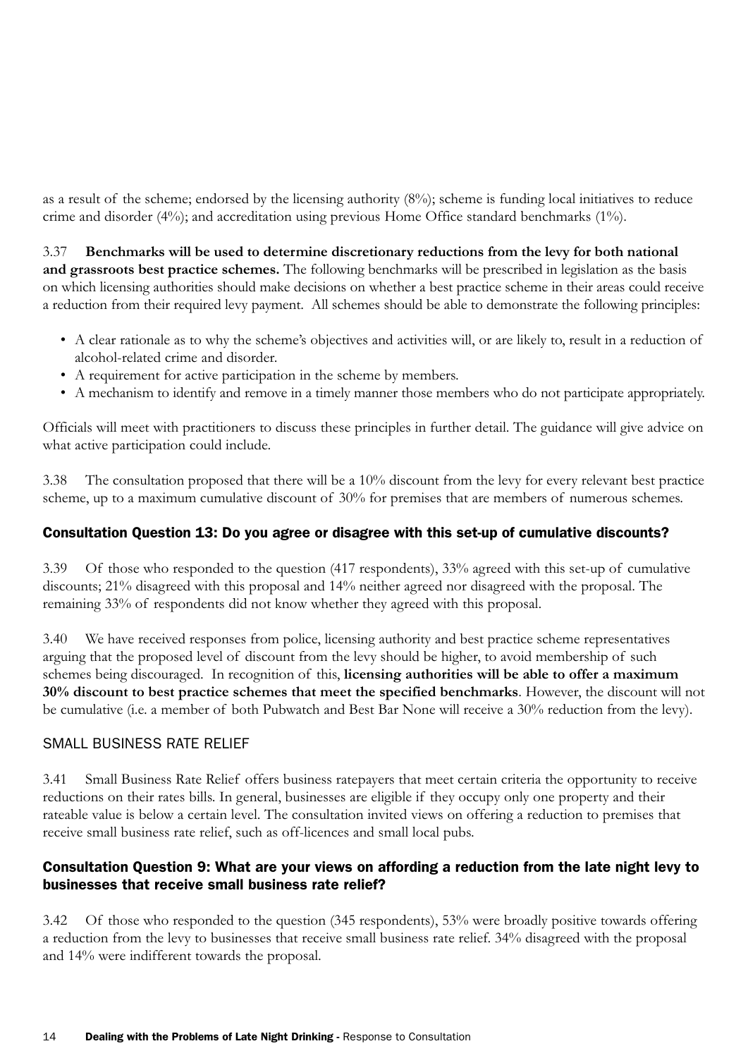as a result of the scheme; endorsed by the licensing authority (8%); scheme is funding local initiatives to reduce crime and disorder (4%); and accreditation using previous Home Office standard benchmarks (1%).

3.37 **Benchmarks will be used to determine discretionary reductions from the levy for both national and grassroots best practice schemes.** The following benchmarks will be prescribed in legislation as the basis on which licensing authorities should make decisions on whether a best practice scheme in their areas could receive a reduction from their required levy payment. All schemes should be able to demonstrate the following principles:

- A clear rationale as to why the scheme's objectives and activities will, or are likely to, result in a reduction of alcohol-related crime and disorder.
- A requirement for active participation in the scheme by members.
- A mechanism to identify and remove in a timely manner those members who do not participate appropriately.

Officials will meet with practitioners to discuss these principles in further detail. The guidance will give advice on what active participation could include.

3.38 The consultation proposed that there will be a 10% discount from the levy for every relevant best practice scheme, up to a maximum cumulative discount of 30% for premises that are members of numerous schemes.

### Consultation Question 13: Do you agree or disagree with this set-up of cumulative discounts?

3.39 Of those who responded to the question (417 respondents), 33% agreed with this set-up of cumulative discounts; 21% disagreed with this proposal and 14% neither agreed nor disagreed with the proposal. The remaining 33% of respondents did not know whether they agreed with this proposal.

3.40 We have received responses from police, licensing authority and best practice scheme representatives arguing that the proposed level of discount from the levy should be higher, to avoid membership of such schemes being discouraged. In recognition of this, **licensing authorities will be able to offer a maximum 30% discount to best practice schemes that meet the specified benchmarks**. However, the discount will not be cumulative (i.e. a member of both Pubwatch and Best Bar None will receive a 30% reduction from the levy).

## SMALL BUSINESS RATE RELIEF

3.41 Small Business Rate Relief offers business ratepayers that meet certain criteria the opportunity to receive reductions on their rates bills. In general, businesses are eligible if they occupy only one property and their rateable value is below a certain level. The consultation invited views on offering a reduction to premises that receive small business rate relief, such as off-licences and small local pubs.

### Consultation Question 9: What are your views on affording a reduction from the late night levy to businesses that receive small business rate relief?

3.42 Of those who responded to the question (345 respondents), 53% were broadly positive towards offering a reduction from the levy to businesses that receive small business rate relief. 34% disagreed with the proposal and 14% were indifferent towards the proposal.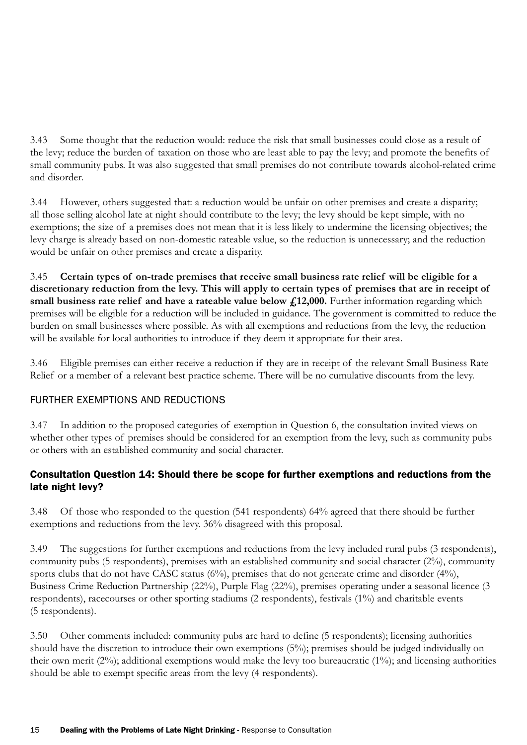3.43 Some thought that the reduction would: reduce the risk that small businesses could close as a result of the levy; reduce the burden of taxation on those who are least able to pay the levy; and promote the benefits of small community pubs. It was also suggested that small premises do not contribute towards alcohol-related crime and disorder.

3.44 However, others suggested that: a reduction would be unfair on other premises and create a disparity; all those selling alcohol late at night should contribute to the levy; the levy should be kept simple, with no exemptions; the size of a premises does not mean that it is less likely to undermine the licensing objectives; the levy charge is already based on non-domestic rateable value, so the reduction is unnecessary; and the reduction would be unfair on other premises and create a disparity.

3.45 **Certain types of on-trade premises that receive small business rate relief will be eligible for a discretionary reduction from the levy. This will apply to certain types of premises that are in receipt of small business rate relief and have a rateable value below £12,000.** Further information regarding which premises will be eligible for a reduction will be included in guidance. The government is committed to reduce the burden on small businesses where possible. As with all exemptions and reductions from the levy, the reduction will be available for local authorities to introduce if they deem it appropriate for their area.

3.46 Eligible premises can either receive a reduction if they are in receipt of the relevant Small Business Rate Relief or a member of a relevant best practice scheme. There will be no cumulative discounts from the levy.

## FURTHER EXEMPTIONS AND REDUCTIONS

3.47 In addition to the proposed categories of exemption in Question 6, the consultation invited views on whether other types of premises should be considered for an exemption from the levy, such as community pubs or others with an established community and social character.

### Consultation Question 14: Should there be scope for further exemptions and reductions from the late night levy?

3.48 Of those who responded to the question (541 respondents) 64% agreed that there should be further exemptions and reductions from the levy. 36% disagreed with this proposal.

3.49 The suggestions for further exemptions and reductions from the levy included rural pubs (3 respondents), community pubs (5 respondents), premises with an established community and social character (2%), community sports clubs that do not have CASC status (6%), premises that do not generate crime and disorder (4%), Business Crime Reduction Partnership (22%), Purple Flag (22%), premises operating under a seasonal licence (3 respondents), racecourses or other sporting stadiums (2 respondents), festivals (1%) and charitable events (5 respondents).

3.50 Other comments included: community pubs are hard to define (5 respondents); licensing authorities should have the discretion to introduce their own exemptions (5%); premises should be judged individually on their own merit (2%); additional exemptions would make the levy too bureaucratic (1%); and licensing authorities should be able to exempt specific areas from the levy (4 respondents).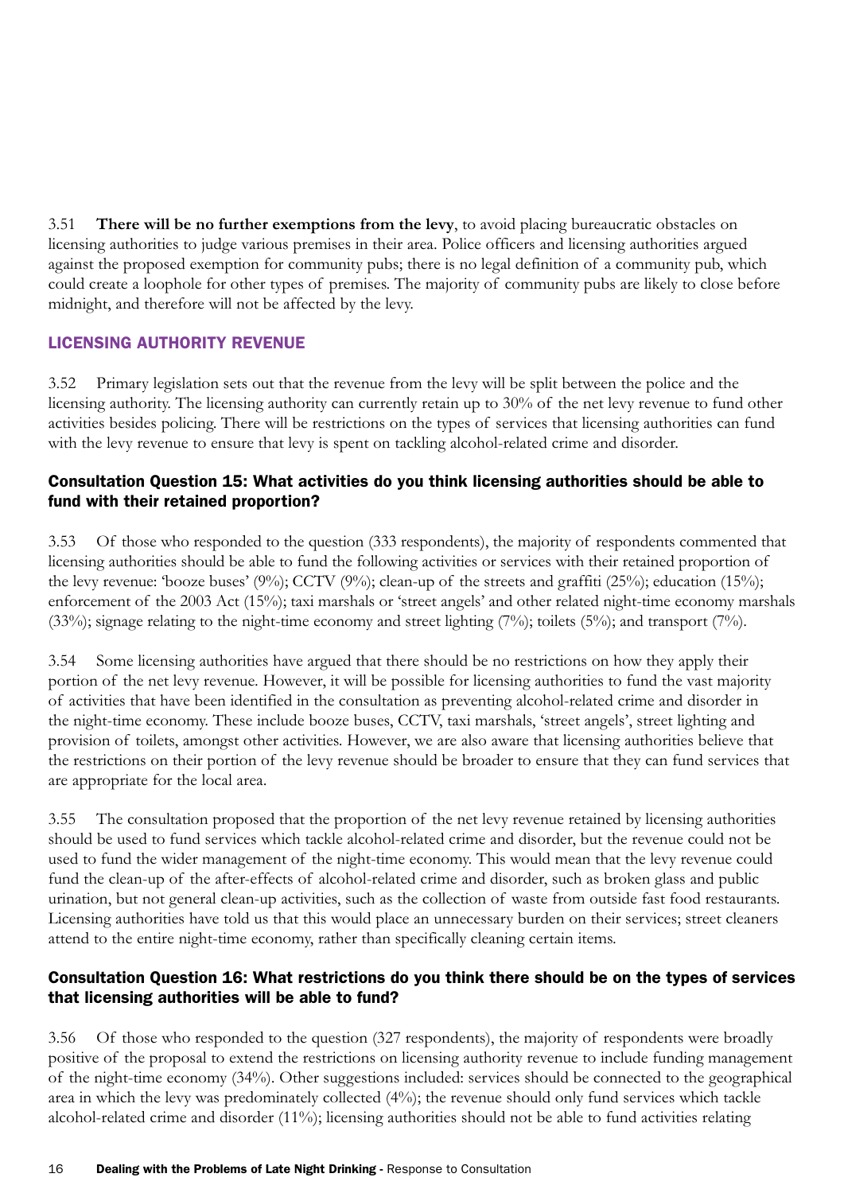3.51 **There will be no further exemptions from the levy**, to avoid placing bureaucratic obstacles on licensing authorities to judge various premises in their area. Police officers and licensing authorities argued against the proposed exemption for community pubs; there is no legal definition of a community pub, which could create a loophole for other types of premises. The majority of community pubs are likely to close before midnight, and therefore will not be affected by the levy.

## LICENSING AUTHORITY REVENUE

3.52 Primary legislation sets out that the revenue from the levy will be split between the police and the licensing authority. The licensing authority can currently retain up to 30% of the net levy revenue to fund other activities besides policing. There will be restrictions on the types of services that licensing authorities can fund with the levy revenue to ensure that levy is spent on tackling alcohol-related crime and disorder.

### Consultation Question 15: What activities do you think licensing authorities should be able to fund with their retained proportion?

3.53 Of those who responded to the question (333 respondents), the majority of respondents commented that licensing authorities should be able to fund the following activities or services with their retained proportion of the levy revenue: 'booze buses' (9%); CCTV (9%); clean-up of the streets and graffiti (25%); education (15%); enforcement of the 2003 Act (15%); taxi marshals or 'street angels' and other related night-time economy marshals (33%); signage relating to the night-time economy and street lighting (7%); toilets (5%); and transport (7%).

3.54 Some licensing authorities have argued that there should be no restrictions on how they apply their portion of the net levy revenue. However, it will be possible for licensing authorities to fund the vast majority of activities that have been identified in the consultation as preventing alcohol-related crime and disorder in the night-time economy. These include booze buses, CCTV, taxi marshals, 'street angels', street lighting and provision of toilets, amongst other activities. However, we are also aware that licensing authorities believe that the restrictions on their portion of the levy revenue should be broader to ensure that they can fund services that are appropriate for the local area.

3.55 The consultation proposed that the proportion of the net levy revenue retained by licensing authorities should be used to fund services which tackle alcohol-related crime and disorder, but the revenue could not be used to fund the wider management of the night-time economy. This would mean that the levy revenue could fund the clean-up of the after-effects of alcohol-related crime and disorder, such as broken glass and public urination, but not general clean-up activities, such as the collection of waste from outside fast food restaurants. Licensing authorities have told us that this would place an unnecessary burden on their services; street cleaners attend to the entire night-time economy, rather than specifically cleaning certain items.

### Consultation Question 16: What restrictions do you think there should be on the types of services that licensing authorities will be able to fund?

3.56 Of those who responded to the question (327 respondents), the majority of respondents were broadly positive of the proposal to extend the restrictions on licensing authority revenue to include funding management of the night-time economy (34%). Other suggestions included: services should be connected to the geographical area in which the levy was predominately collected (4%); the revenue should only fund services which tackle alcohol-related crime and disorder (11%); licensing authorities should not be able to fund activities relating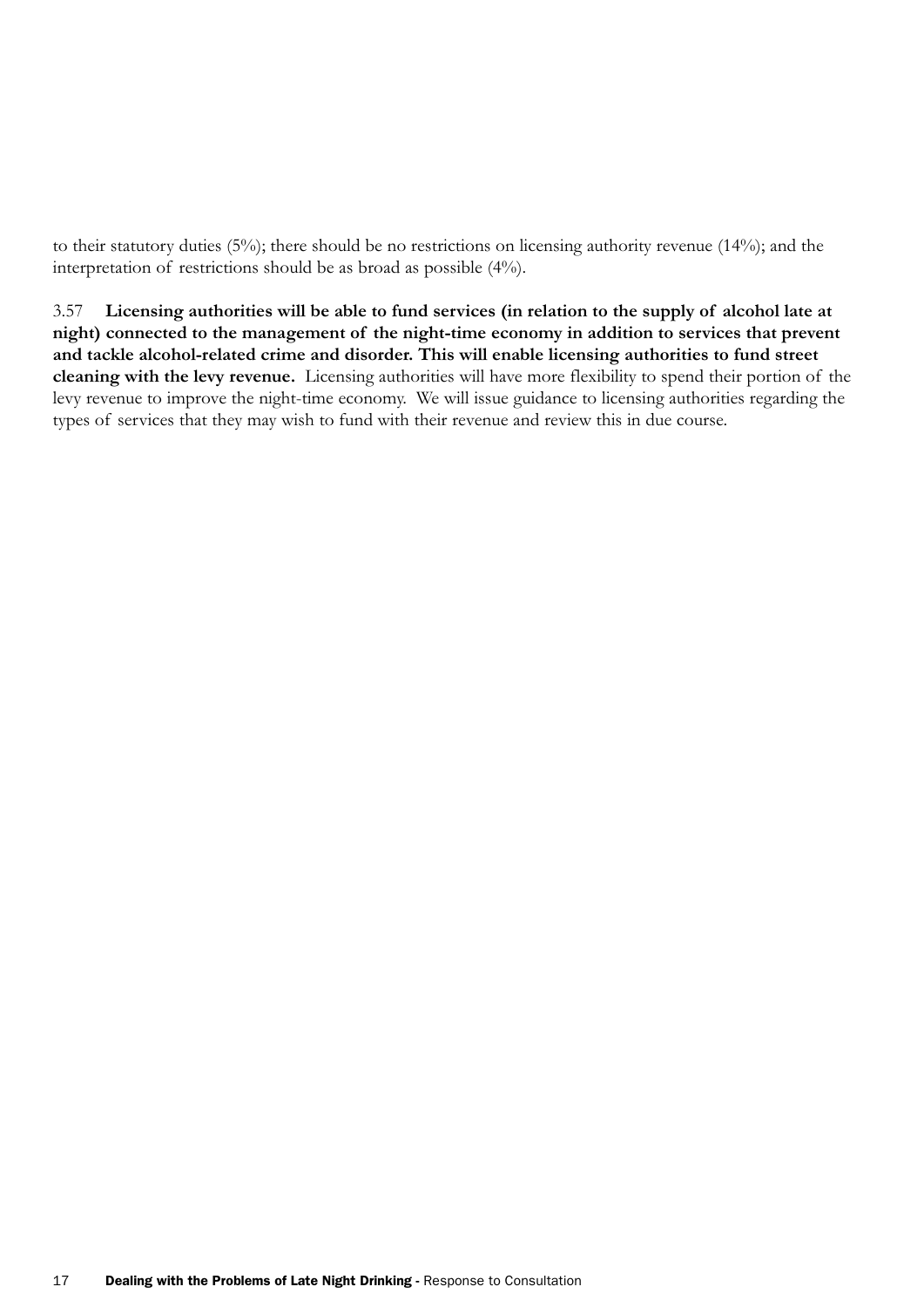to their statutory duties (5%); there should be no restrictions on licensing authority revenue (14%); and the interpretation of restrictions should be as broad as possible (4%).

3.57 **Licensing authorities will be able to fund services (in relation to the supply of alcohol late at night) connected to the management of the night-time economy in addition to services that prevent and tackle alcohol-related crime and disorder. This will enable licensing authorities to fund street cleaning with the levy revenue.** Licensing authorities will have more flexibility to spend their portion of the levy revenue to improve the night-time economy. We will issue guidance to licensing authorities regarding the types of services that they may wish to fund with their revenue and review this in due course.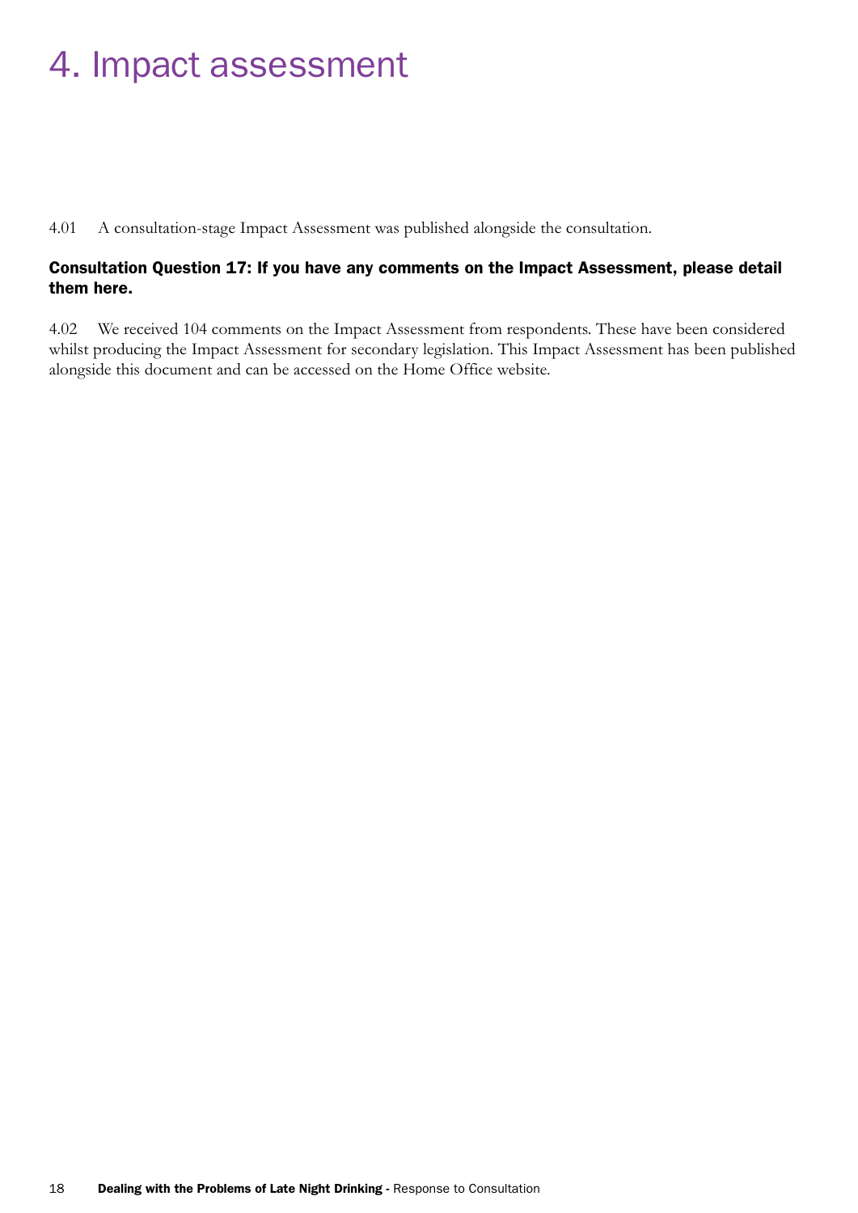# 4. Impact assessment

4.01 A consultation-stage Impact Assessment was published alongside the consultation.

**Consultation Question 17: If you have any comments on the Impact Assessment, please detail them here.**

4.02 We received 104 comments on the Impact Assessment from respondents. These have been considered whilst producing the Impact Assessment for secondary legislation. This Impact Assessment has been published alongside this document and can be accessed on the Home Office website.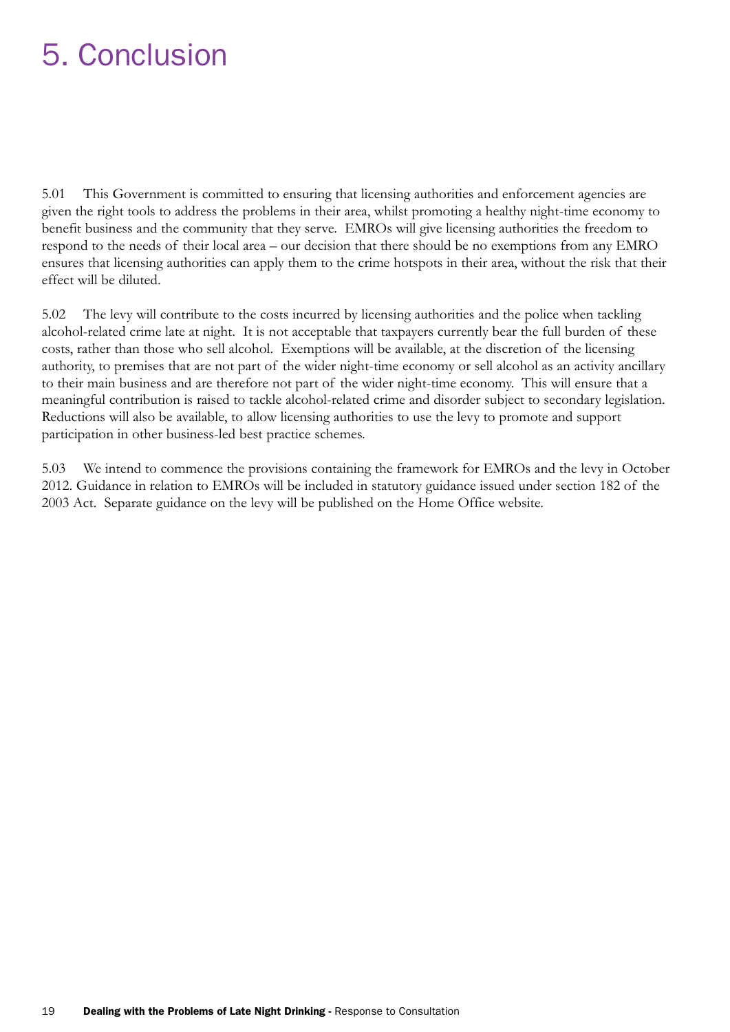# 5. Conclusion

5.01 This Government is committed to ensuring that licensing authorities and enforcement agencies are given the right tools to address the problems in their area, whilst promoting a healthy night-time economy to benefit business and the community that they serve. EMROs will give licensing authorities the freedom to respond to the needs of their local area – our decision that there should be no exemptions from any EMRO ensures that licensing authorities can apply them to the crime hotspots in their area, without the risk that their effect will be diluted.

5.02 The levy will contribute to the costs incurred by licensing authorities and the police when tackling alcohol-related crime late at night. It is not acceptable that taxpayers currently bear the full burden of these costs, rather than those who sell alcohol. Exemptions will be available, at the discretion of the licensing authority, to premises that are not part of the wider night-time economy or sell alcohol as an activity ancillary to their main business and are therefore not part of the wider night-time economy. This will ensure that a meaningful contribution is raised to tackle alcohol-related crime and disorder subject to secondary legislation. Reductions will also be available, to allow licensing authorities to use the levy to promote and support participation in other business-led best practice schemes.

5.03 We intend to commence the provisions containing the framework for EMROs and the levy in October 2012. Guidance in relation to EMROs will be included in statutory guidance issued under section 182 of the 2003 Act. Separate guidance on the levy will be published on the Home Office website.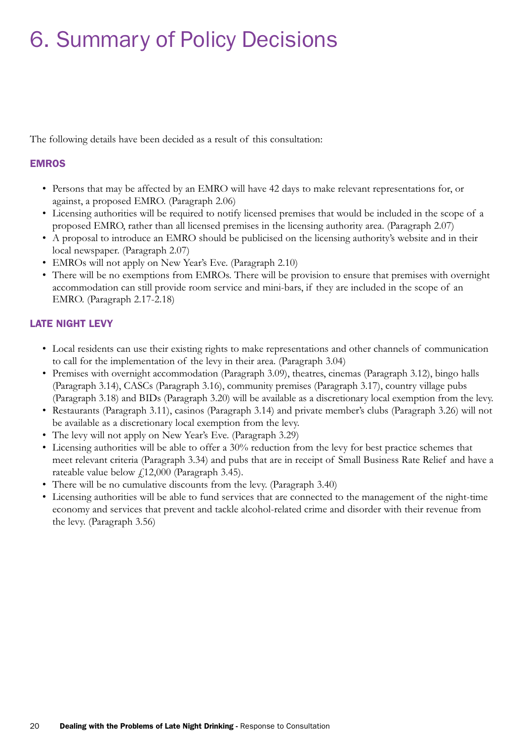# 6. Summary of Policy Decisions

The following details have been decided as a result of this consultation:

## EMROS

- Persons that may be affected by an EMRO will have 42 days to make relevant representations for, or against, a proposed EMRO. (Paragraph 2.06)
- Licensing authorities will be required to notify licensed premises that would be included in the scope of a proposed EMRO, rather than all licensed premises in the licensing authority area. (Paragraph 2.07)
- A proposal to introduce an EMRO should be publicised on the licensing authority's website and in their local newspaper. (Paragraph 2.07)
- EMROs will not apply on New Year's Eve. (Paragraph 2.10)
- There will be no exemptions from EMROs. There will be provision to ensure that premises with overnight accommodation can still provide room service and mini-bars, if they are included in the scope of an EMRO. (Paragraph 2.17-2.18)

## LATE NIGHT LEVY

- Local residents can use their existing rights to make representations and other channels of communication to call for the implementation of the levy in their area. (Paragraph 3.04)
- Premises with overnight accommodation (Paragraph 3.09), theatres, cinemas (Paragraph 3.12), bingo halls (Paragraph 3.14), CASCs (Paragraph 3.16), community premises (Paragraph 3.17), country village pubs (Paragraph 3.18) and BIDs (Paragraph 3.20) will be available as a discretionary local exemption from the levy.
- Restaurants (Paragraph 3.11), casinos (Paragraph 3.14) and private member's clubs (Paragraph 3.26) will not be available as a discretionary local exemption from the levy.
- The levy will not apply on New Year's Eve. (Paragraph 3.29)
- Licensing authorities will be able to offer a 30% reduction from the levy for best practice schemes that meet relevant criteria (Paragraph 3.34) and pubs that are in receipt of Small Business Rate Relief and have a rateable value below £12,000 (Paragraph 3.45).
- There will be no cumulative discounts from the levy. (Paragraph 3.40)
- Licensing authorities will be able to fund services that are connected to the management of the night-time economy and services that prevent and tackle alcohol-related crime and disorder with their revenue from the levy. (Paragraph 3.56)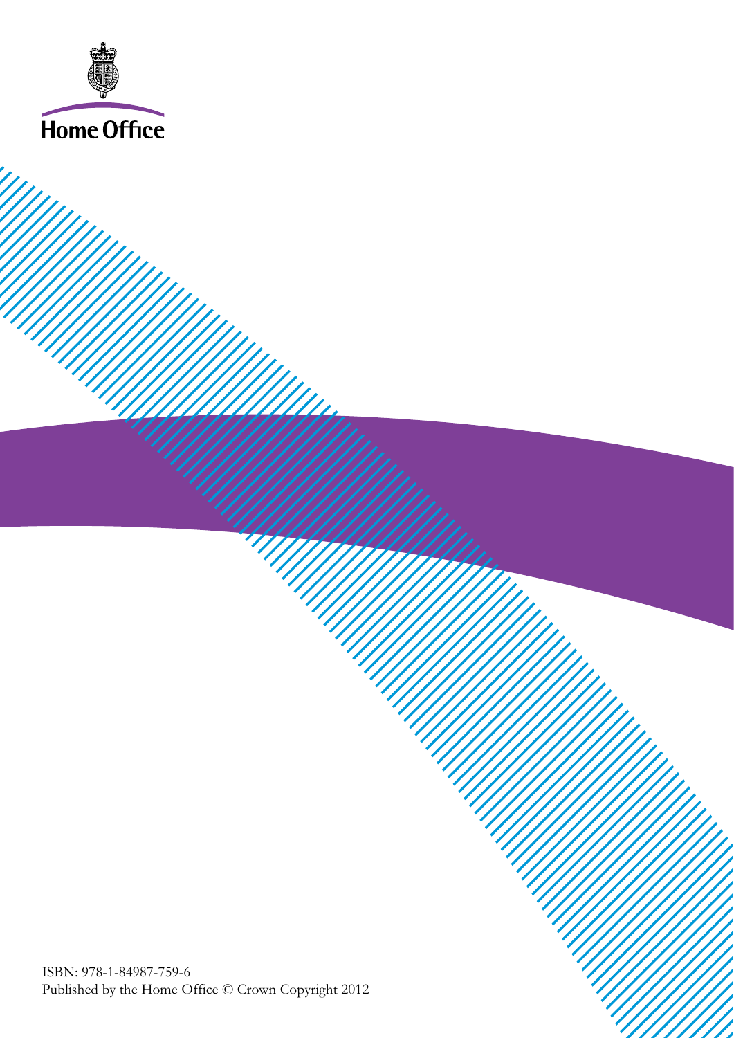Home Office

ISBN: 978-1-84987-759-6
Published by the Home Office © Crown Copyright 2012